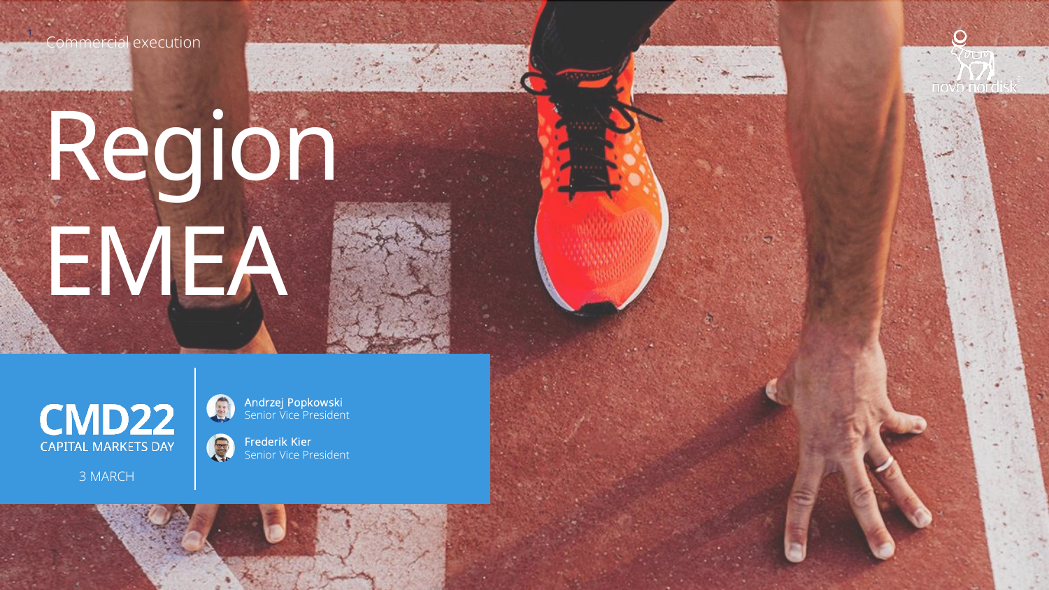Commercial execution

# Region EMEA

CMD22
CAPITAL MARKETS DAY

3 MARCH

Andrzej Popkowski
Senior Vice President

Frederik Kier
Senior Vice President

novo nordisk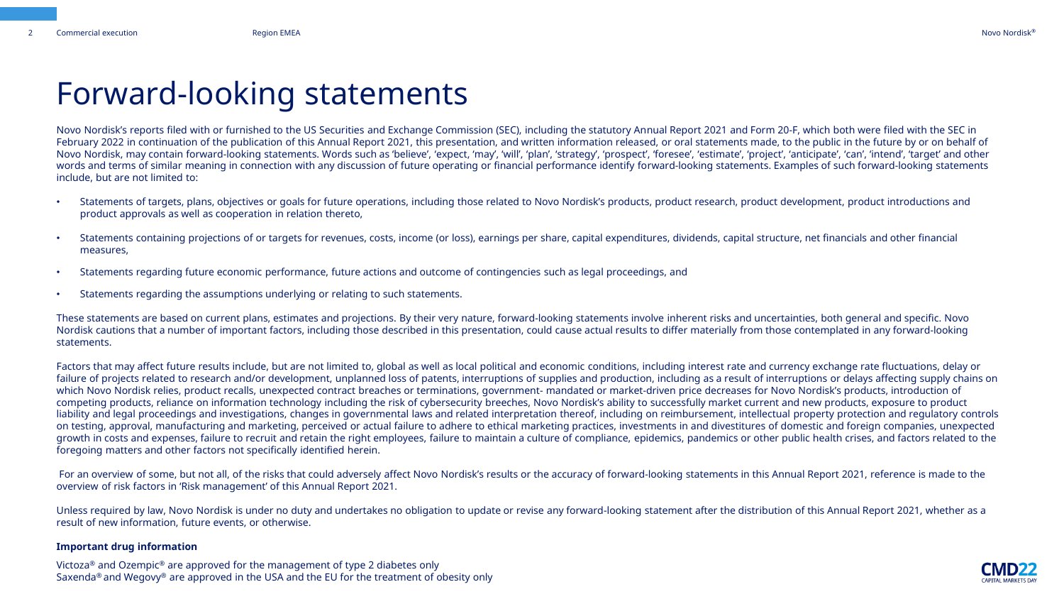# Forward-looking statements

Novo Nordisk's reports filed with or furnished to the US Securities and Exchange Commission (SEC), including the statutory Annual Report 2021 and Form 20-F, which both were filed with the SEC in February 2022 in continuation of the publication of this Annual Report 2021, this presentation, and written information released, or oral statements made, to the public in the future by or on behalf of Novo Nordisk, may contain forward-looking statements. Words such as 'believe', 'expect, 'may', 'will', 'plan', 'strategy', 'prospect', 'foresee', 'estimate', 'project', 'anticipate', 'can', 'intend', 'target' and other words and terms of similar meaning in connection with any discussion of future operating or financial performance identify forward-looking statements. Examples of such forward-looking statements include, but are not limited to:

- Statements of targets, plans, objectives or goals for future operations, including those related to Novo Nordisk's products, product research, product development, product introductions and product approvals as well as cooperation in relation thereto,
- Statements containing projections of or targets for revenues, costs, income (or loss), earnings per share, capital expenditures, dividends, capital structure, net financials and other financial measures,
- Statements regarding future economic performance, future actions and outcome of contingencies such as legal proceedings, and
- Statements regarding the assumptions underlying or relating to such statements.

These statements are based on current plans, estimates and projections. By their very nature, forward-looking statements involve inherent risks and uncertainties, both general and specific. Novo Nordisk cautions that a number of important factors, including those described in this presentation, could cause actual results to differ materially from those contemplated in any forward-looking statements.

Factors that may affect future results include, but are not limited to, global as well as local political and economic conditions, including interest rate and currency exchange rate fluctuations, delay or failure of projects related to research and/or development, unplanned loss of patents, interruptions of supplies and production, including as a result of interruptions or delays affecting supply chains on which Novo Nordisk relies, product recalls, unexpected contract breaches or terminations, government- mandated or market-driven price decreases for Novo Nordisk's products, introduction of competing products, reliance on information technology including the risk of cybersecurity breeches, Novo Nordisk's ability to successfully market current and new products, exposure to product liability and legal proceedings and investigations, changes in governmental laws and related interpretation thereof, including on reimbursement, intellectual property protection and regulatory controls on testing, approval, manufacturing and marketing, perceived or actual failure to adhere to ethical marketing practices, investments in and divestitures of domestic and foreign companies, unexpected growth in costs and expenses, failure to recruit and retain the right employees, failure to maintain a culture of compliance, epidemics, pandemics or other public health crises, and factors related to the foregoing matters and other factors not specifically identified herein.

For an overview of some, but not all, of the risks that could adversely affect Novo Nordisk's results or the accuracy of forward-looking statements in this Annual Report 2021, reference is made to the overview of risk factors in 'Risk management' of this Annual Report 2021.

Unless required by law, Novo Nordisk is under no duty and undertakes no obligation to update or revise any forward-looking statement after the distribution of this Annual Report 2021, whether as a result of new information, future events, or otherwise.

**Important drug information**

Victoza® and Ozempic® are approved for the management of type 2 diabetes only
Saxenda® and Wegovy® are approved in the USA and the EU for the treatment of obesity only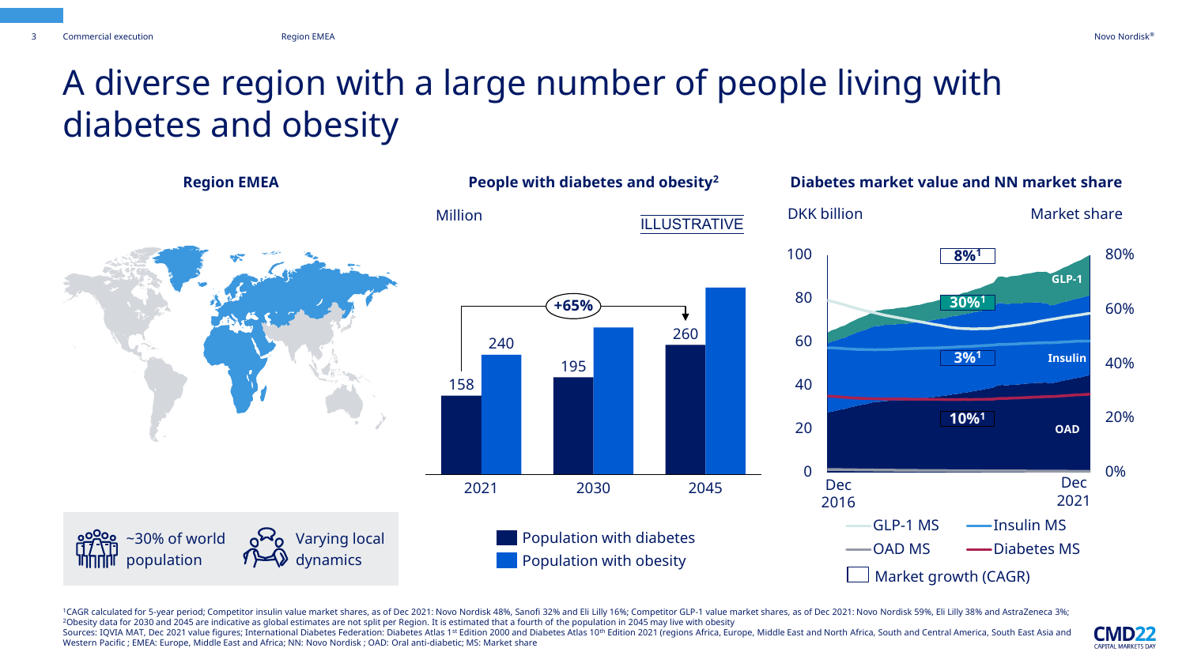# A diverse region with a large number of people living with diabetes and obesity

## Region EMEA

~30% of world population

Varying local dynamics

## People with diabetes and obesity[2]

Million

ILLUSTRATIVE

| | 2021 | 2030 | 2045 |
|---|---|---|---|
| Population with diabetes | 158 | 195 | 260 |
| Population with obesity | 240 | | |

+65%

## Diabetes market value and NN market share

DKK billion — Market share

| Segment | Market growth (CAGR)[1] |
|---|---|
| GLP-1 | 8% |
| Insulin | 30% |
| OAD | 3% |
| Diabetes | 10% |

Dec 2016 – Dec 2021

Legend: GLP-1 MS, Insulin MS, OAD MS, Diabetes MS, Market growth (CAGR)

[1]CAGR calculated for 5-year period; Competitor insulin value market shares, as of Dec 2021: Novo Nordisk 48%, Sanofi 32% and Eli Lilly 16%; Competitor GLP-1 value market shares, as of Dec 2021: Novo Nordisk 59%, Eli Lilly 38% and AstraZeneca 3%;
[2]Obesity data for 2030 and 2045 are indicative as global estimates are not split per Region. It is estimated that a fourth of the population in 2045 may live with obesity
Sources: IQVIA MAT, Dec 2021 value figures; International Diabetes Federation: Diabetes Atlas 1st Edition 2000 and Diabetes Atlas 10th Edition 2021 (regions Africa, Europe, Middle East and North Africa, South and Central America, South East Asia and Western Pacific ; EMEA: Europe, Middle East and Africa; NN: Novo Nordisk ; OAD: Oral anti-diabetic; MS: Market share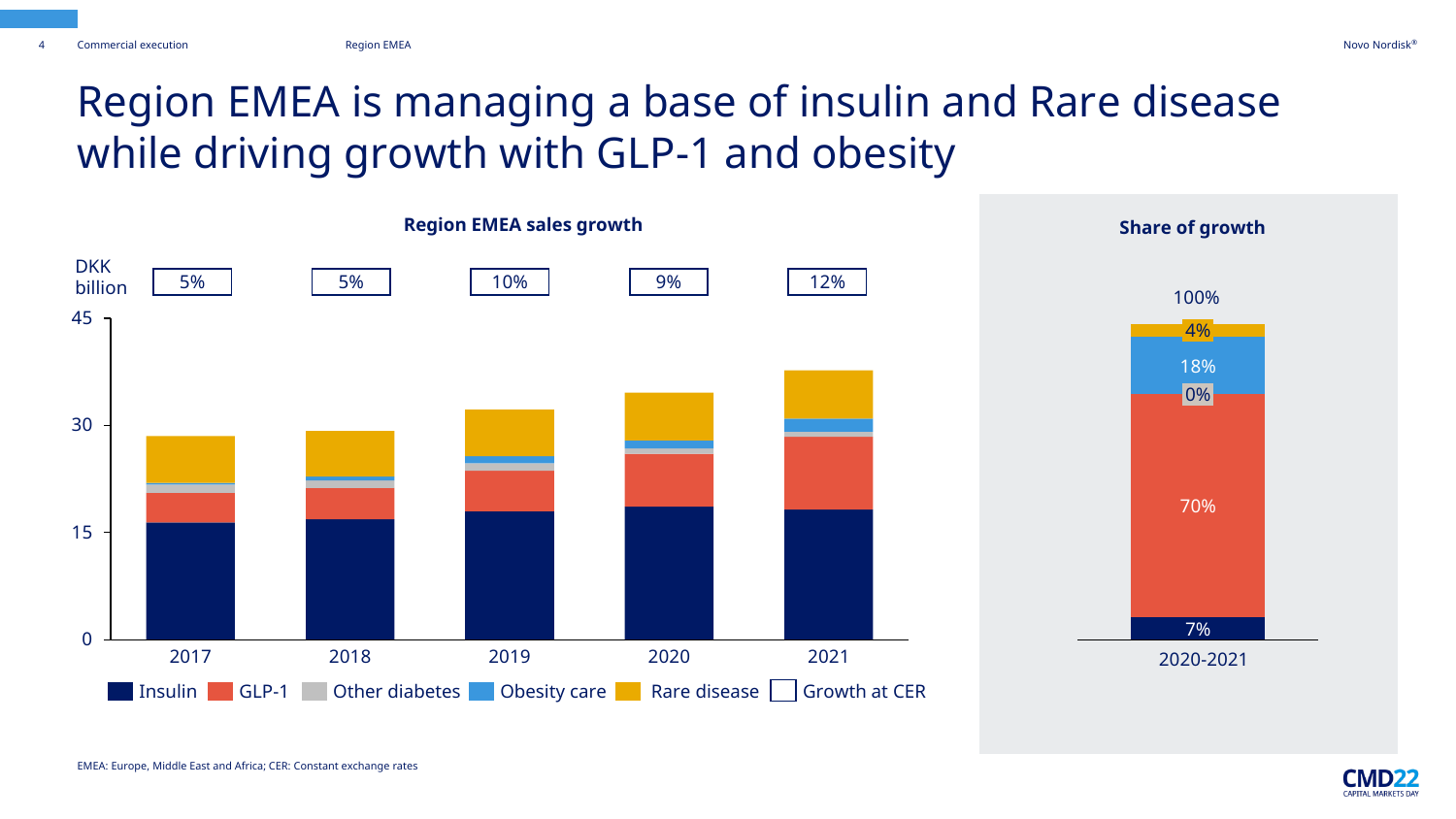# Region EMEA is managing a base of insulin and Rare disease while driving growth with GLP-1 and obesity

## Region EMEA sales growth

DKK billion

| | 2017 | 2018 | 2019 | 2020 | 2021 |
|---|---|---|---|---|---|
| Growth at CER | 5% | 5% | 10% | 9% | 12% |

Legend: Insulin, GLP-1, Other diabetes, Obesity care, Rare disease, Growth at CER

## Share of growth

2020-2021

| Category | Share |
|---|---|
| Rare disease | 4% |
| Obesity care | 18% |
| Other diabetes | 0% |
| GLP-1 | 70% |
| Insulin | 7% |
| Total | 100% |

EMEA: Europe, Middle East and Africa; CER: Constant exchange rates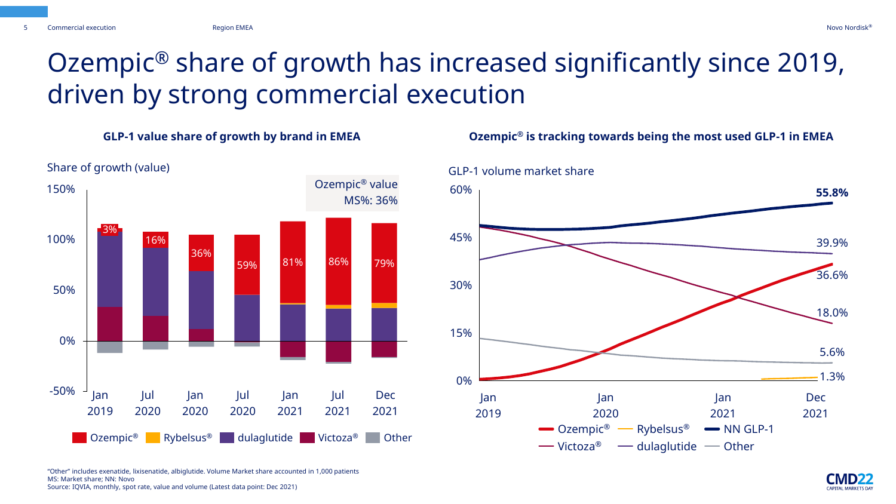# Ozempic® share of growth has increased significantly since 2019, driven by strong commercial execution

## GLP-1 value share of growth by brand in EMEA

Share of growth (value)

Ozempic® value MS%: 36%

| Period | Ozempic® share of growth |
|---|---|
| Jan 2019 | 3% |
| Jul 2020 | 16% |
| Jan 2020 | 36% |
| Jul 2020 | 59% |
| Jan 2021 | 81% |
| Jul 2021 | 86% |
| Dec 2021 | 79% |

Legend: Ozempic®, Rybelsus®, dulaglutide, Victoza®, Other

## Ozempic® is tracking towards being the most used GLP-1 in EMEA

GLP-1 volume market share (Dec 2021)

| Brand | Volume market share |
|---|---|
| NN GLP-1 | 55.8% |
| dulaglutide | 39.9% |
| Ozempic® | 36.6% |
| Victoza® | 18.0% |
| Other | 5.6% |
| Rybelsus® | 1.3% |

"Other" includes exenatide, lixisenatide, albiglutide. Volume Market share accounted in 1,000 patients
MS: Market share; NN: Novo
Source: IQVIA, monthly, spot rate, value and volume (Latest data point: Dec 2021)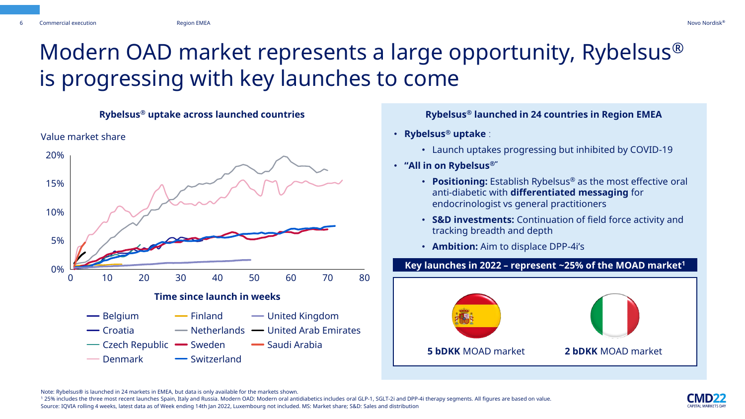# Modern OAD market represents a large opportunity, Rybelsus® is progressing with key launches to come

### Rybelsus® uptake across launched countries

Value market share

20%
15%
10%
5%
0%

0 10 20 30 40 50 60 70 80

Time since launch in weeks

- Belgium
- Croatia
- Czech Republic
- Denmark
- Finland
- Netherlands
- Sweden
- Switzerland
- United Kingdom
- United Arab Emirates
- Saudi Arabia

### Rybelsus® launched in 24 countries in Region EMEA

- **Rybelsus® uptake** :
  - Launch uptakes progressing but inhibited by COVID-19
- **"All in on Rybelsus®"**
  - **Positioning:** Establish Rybelsus® as the most effective oral anti-diabetic with **differentiated messaging** for endocrinologist vs general practitioners
  - **S&D investments:** Continuation of field force activity and tracking breadth and depth
  - **Ambition:** Aim to displace DPP-4i's

**Key launches in 2022 – represent ~25% of the MOAD market[1]**

**5 bDKK** MOAD market

**2 bDKK** MOAD market

Note: Rybelsus® is launched in 24 markets in EMEA, but data is only available for the markets shown.
[1] 25% includes the three most recent launches Spain, Italy and Russia. Modern OAD: Modern oral antidiabetics includes oral GLP-1, SGLT-2i and DPP-4i therapy segments. All figures are based on value.
Source: IQVIA rolling 4 weeks, latest data as of Week ending 14th Jan 2022, Luxembourg not included. MS: Market share; S&D: Sales and distribution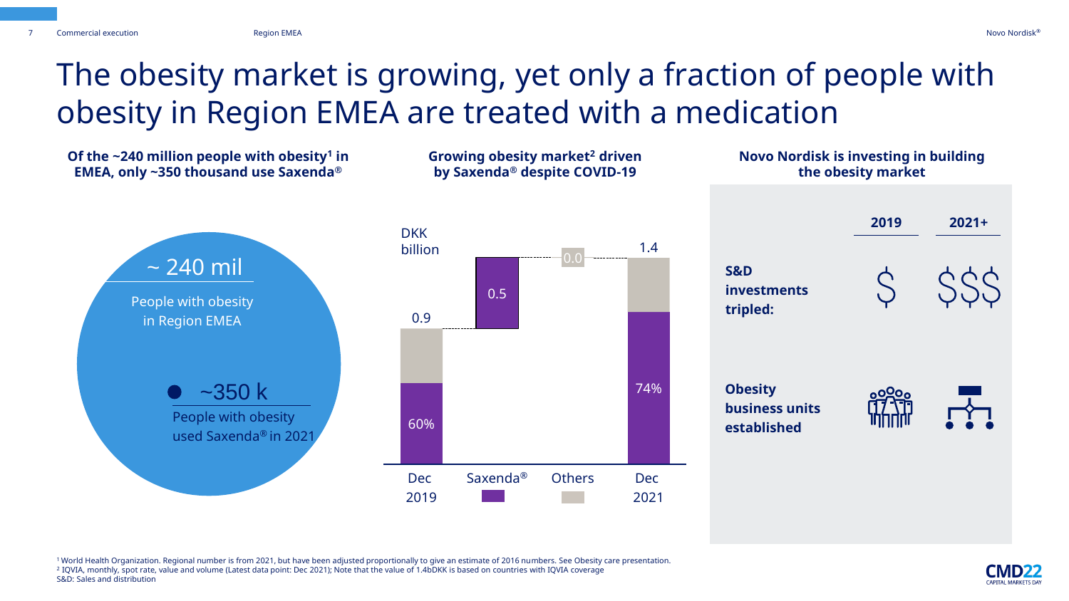# The obesity market is growing, yet only a fraction of people with obesity in Region EMEA are treated with a medication

**Of the ~240 million people with obesity[1] in EMEA, only ~350 thousand use Saxenda®**

~ 240 mil

People with obesity in Region EMEA

~350 k

People with obesity used Saxenda® in 2021

**Growing obesity market[2] driven by Saxenda® despite COVID-19**

DKK billion

| | Dec 2019 | Saxenda® | Others | Dec 2021 |
|---|---|---|---|---|
| Value | 0.9 | 0.5 | 0.0 | 1.4 |
| Saxenda® share | 60% | | | 74% |

**Novo Nordisk is investing in building the obesity market**

| | 2019 | 2021+ |
|---|---|---|
| **S&D investments tripled:** | $ | $$$ |
| **Obesity business units established** | | |

[1] World Health Organization. Regional number is from 2021, but have been adjusted proportionally to give an estimate of 2016 numbers. See Obesity care presentation.
[2] IQVIA, monthly, spot rate, value and volume (Latest data point: Dec 2021); Note that the value of 1.4bDKK is based on countries with IQVIA coverage
S&D: Sales and distribution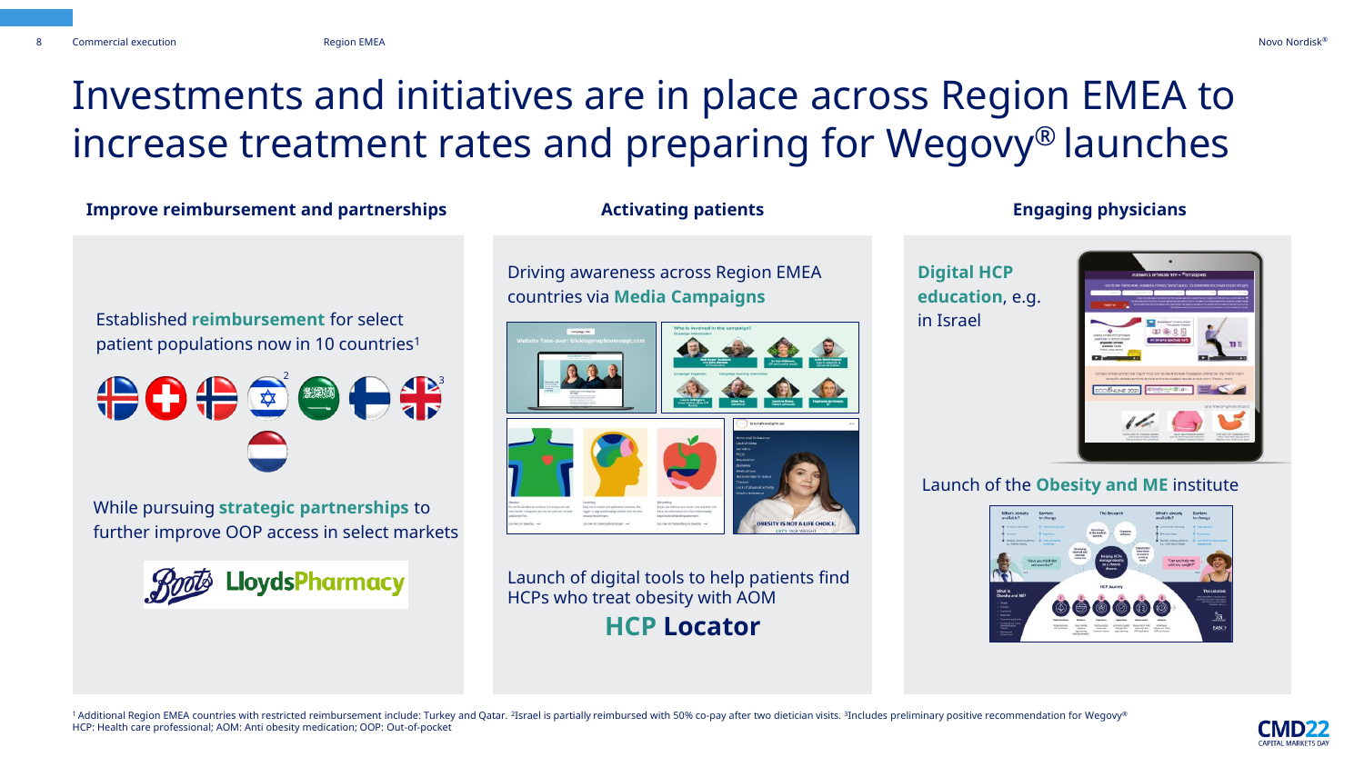# Investments and initiatives are in place across Region EMEA to increase treatment rates and preparing for Wegovy® launches

## Improve reimbursement and partnerships

Established **reimbursement** for select patient populations now in 10 countries[1]

While pursuing **strategic partnerships** to further improve OOP access in select markets

## Activating patients

Driving awareness across Region EMEA countries via **Media Campaigns**

Launch of digital tools to help patients find HCPs who treat obesity with AOM

**HCP Locator**

## Engaging physicians

**Digital HCP education**, e.g. in Israel

Launch of the **Obesity and ME** institute

[1] Additional Region EMEA countries with restricted reimbursement include: Turkey and Qatar. [2] Israel is partially reimbursed with 50% co-pay after two dietician visits. [3] Includes preliminary positive recommendation for Wegovy®
HCP: Health care professional; AOM: Anti obesity medication; OOP: Out-of-pocket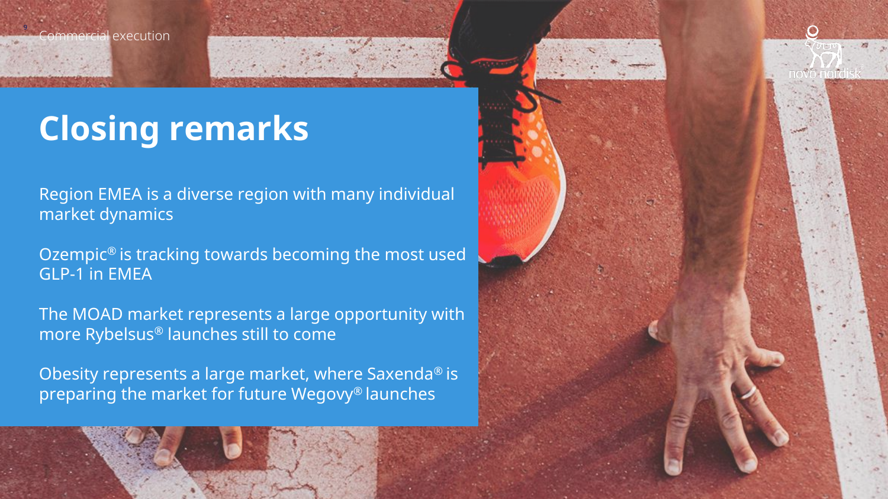# Closing remarks

Region EMEA is a diverse region with many individual market dynamics

Ozempic® is tracking towards becoming the most used GLP-1 in EMEA

The MOAD market represents a large opportunity with more Rybelsus® launches still to come

Obesity represents a large market, where Saxenda® is preparing the market for future Wegovy® launches